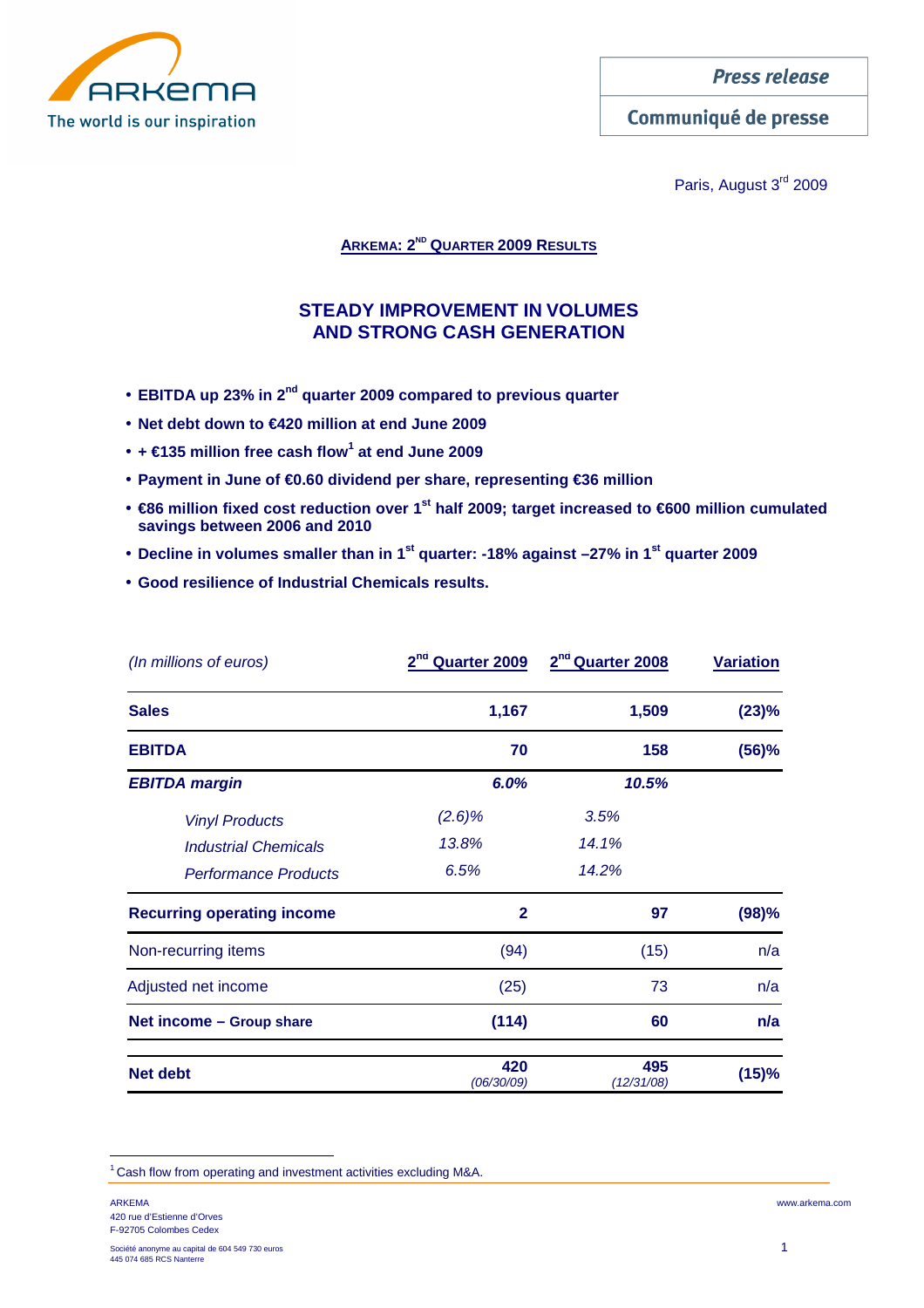Press release

Communiqué de presse

Paris, August 3rd 2009

## ARKEMA: 2ND QUARTER 2009 RESULTS

# STEADY IMPROVEMENT IN VOLUMES AND STRONG CASH GENERATION

- **EBITDA up 23% in 2nd quarter 2009 compared to previous quarter**
- **Net debt down to €420 million at end June 2009**
- **+ €135 million free cash flow[1] at end June 2009**
- **Payment in June of €0.60 dividend per share, representing €36 million**
- **€86 million fixed cost reduction over 1st half 2009; target increased to €600 million cumulated savings between 2006 and 2010**
- **Decline in volumes smaller than in 1st quarter: -18% against –27% in 1st quarter 2009**
- **Good resilience of Industrial Chemicals results.**

| *(In millions of euros)* | 2nd Quarter 2009 | 2nd Quarter 2008 | Variation |
|---|---|---|---|
| **Sales** | **1,167** | **1,509** | **(23)%** |
| **EBITDA** | **70** | **158** | **(56)%** |
| ***EBITDA margin*** | ***6.0%*** | ***10.5%*** | |
| *Vinyl Products* | *(2.6)%* | *3.5%* | |
| *Industrial Chemicals* | *13.8%* | *14.1%* | |
| *Performance Products* | *6.5%* | *14.2%* | |
| **Recurring operating income** | **2** | **97** | **(98)%** |
| Non-recurring items | (94) | (15) | n/a |
| Adjusted net income | (25) | 73 | n/a |
| **Net income – Group share** | **(114)** | **60** | **n/a** |
| **Net debt** | **420** *(06/30/09)* | **495** *(12/31/08)* | **(15)%** |

[1] Cash flow from operating and investment activities excluding M&A.

ARKEMA
420 rue d'Estienne d'Orves
F-92705 Colombes Cedex

Société anonyme au capital de 604 549 730 euros
445 074 685 RCS Nanterre

www.arkema.com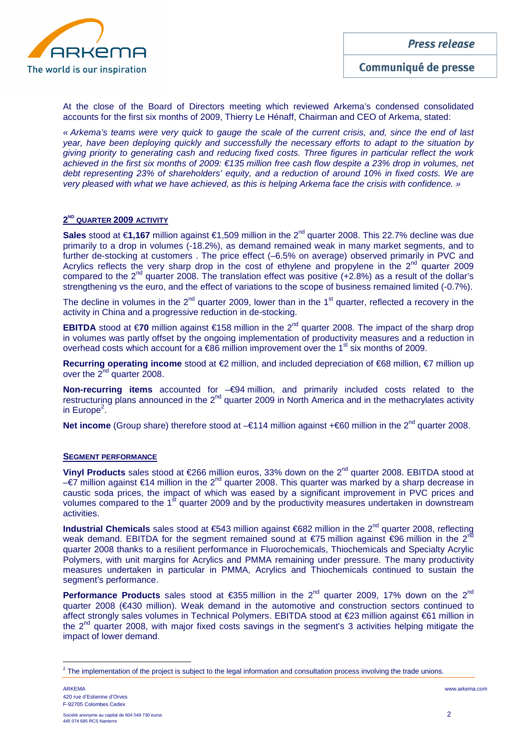At the close of the Board of Directors meeting which reviewed Arkema's condensed consolidated accounts for the first six months of 2009, Thierry Le Hénaff, Chairman and CEO of Arkema, stated:

*« Arkema's teams were very quick to gauge the scale of the current crisis, and, since the end of last year, have been deploying quickly and successfully the necessary efforts to adapt to the situation by giving priority to generating cash and reducing fixed costs. Three figures in particular reflect the work achieved in the first six months of 2009: €135 million free cash flow despite a 23% drop in volumes, net debt representing 23% of shareholders' equity, and a reduction of around 10% in fixed costs. We are very pleased with what we have achieved, as this is helping Arkema face the crisis with confidence. »*

## 2ND QUARTER 2009 ACTIVITY

**Sales** stood at €**1,167** million against €1,509 million in the 2nd quarter 2008. This 22.7% decline was due primarily to a drop in volumes (-18.2%), as demand remained weak in many market segments, and to further de-stocking at customers . The price effect (–6.5% on average) observed primarily in PVC and Acrylics reflects the very sharp drop in the cost of ethylene and propylene in the 2nd quarter 2009 compared to the 2nd quarter 2008. The translation effect was positive (+2.8%) as a result of the dollar's strengthening vs the euro, and the effect of variations to the scope of business remained limited (-0.7%).

The decline in volumes in the 2nd quarter 2009, lower than in the 1st quarter, reflected a recovery in the activity in China and a progressive reduction in de-stocking.

**EBITDA** stood at €**70** million against €158 million in the 2nd quarter 2008. The impact of the sharp drop in volumes was partly offset by the ongoing implementation of productivity measures and a reduction in overhead costs which account for a €86 million improvement over the 1st six months of 2009.

**Recurring operating income** stood at €2 million, and included depreciation of €68 million, €7 million up over the 2nd quarter 2008.

**Non-recurring items** accounted for –€94 million, and primarily included costs related to the restructuring plans announced in the 2nd quarter 2009 in North America and in the methacrylates activity in Europe[2].

**Net income** (Group share) therefore stood at –€114 million against +€60 million in the 2nd quarter 2008.

## SEGMENT PERFORMANCE

**Vinyl Products** sales stood at €266 million euros, 33% down on the 2nd quarter 2008. EBITDA stood at –€7 million against €14 million in the 2nd quarter 2008. This quarter was marked by a sharp decrease in caustic soda prices, the impact of which was eased by a significant improvement in PVC prices and volumes compared to the 1st quarter 2009 and by the productivity measures undertaken in downstream activities.

**Industrial Chemicals** sales stood at €543 million against €682 million in the 2nd quarter 2008, reflecting weak demand. EBITDA for the segment remained sound at €75 million against €96 million in the 2nd quarter 2008 thanks to a resilient performance in Fluorochemicals, Thiochemicals and Specialty Acrylic Polymers, with unit margins for Acrylics and PMMA remaining under pressure. The many productivity measures undertaken in particular in PMMA, Acrylics and Thiochemicals continued to sustain the segment's performance.

**Performance Products** sales stood at €355 million in the 2nd quarter 2009, 17% down on the 2nd quarter 2008 (€430 million). Weak demand in the automotive and construction sectors continued to affect strongly sales volumes in Technical Polymers. EBITDA stood at €23 million against €61 million in the 2nd quarter 2008, with major fixed costs savings in the segment's 3 activities helping mitigate the impact of lower demand.

---

[2] The implementation of the project is subject to the legal information and consultation process involving the trade unions.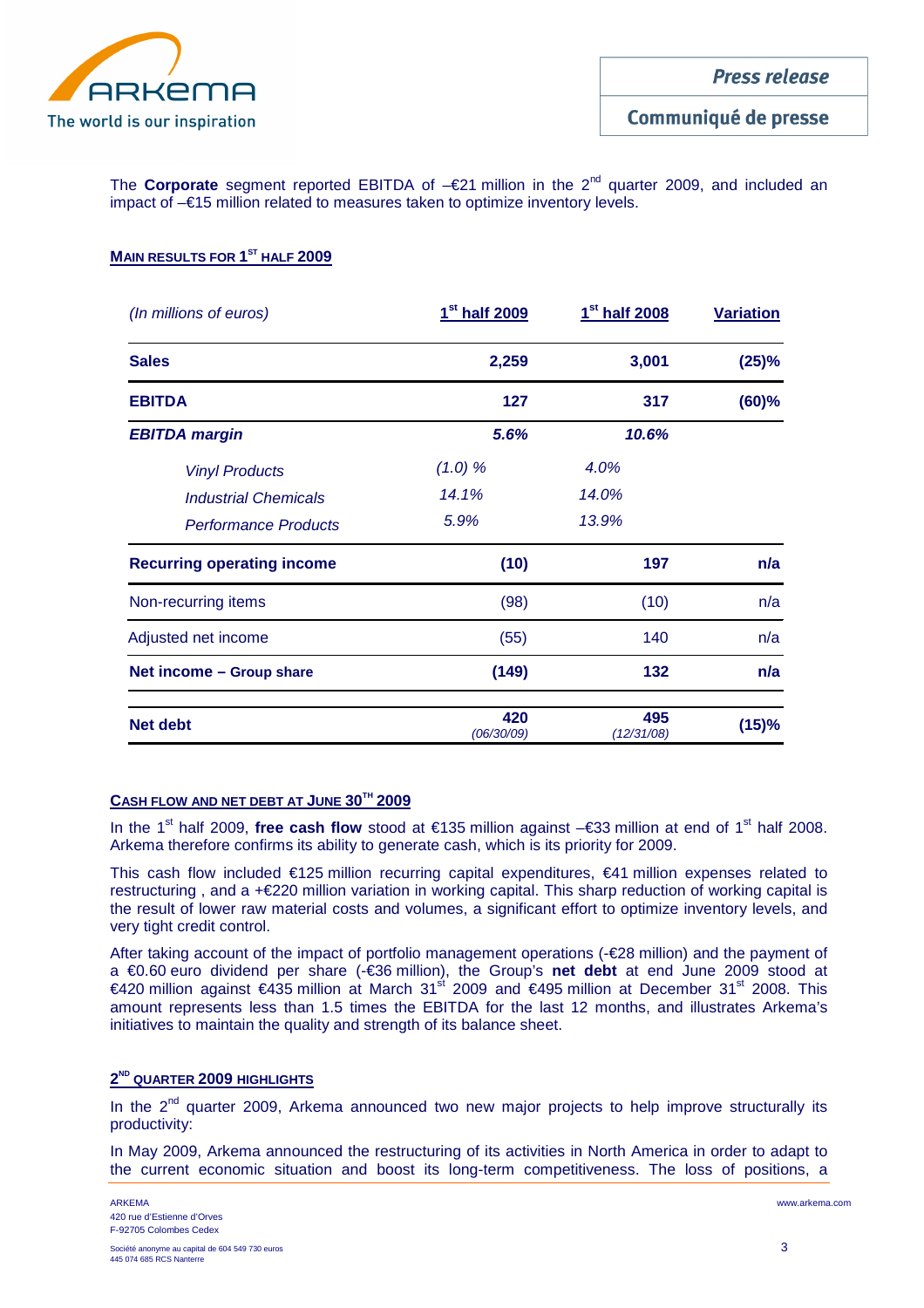The **Corporate** segment reported EBITDA of –€21 million in the 2nd quarter 2009, and included an impact of –€15 million related to measures taken to optimize inventory levels.

## MAIN RESULTS FOR 1ST HALF 2009

| *(In millions of euros)* | 1st half 2009 | 1st half 2008 | Variation |
|---|---|---|---|
| **Sales** | **2,259** | **3,001** | **(25)%** |
| **EBITDA** | **127** | **317** | **(60)%** |
| ***EBITDA margin*** | ***5.6%*** | ***10.6%*** | |
| *Vinyl Products* | *(1.0) %* | *4.0%* | |
| *Industrial Chemicals* | *14.1%* | *14.0%* | |
| *Performance Products* | *5.9%* | *13.9%* | |
| **Recurring operating income** | **(10)** | **197** | **n/a** |
| Non-recurring items | (98) | (10) | n/a |
| Adjusted net income | (55) | 140 | n/a |
| **Net income – Group share** | **(149)** | **132** | **n/a** |
| **Net debt** | **420** *(06/30/09)* | **495** *(12/31/08)* | **(15)%** |

## CASH FLOW AND NET DEBT AT JUNE 30TH 2009

In the 1st half 2009, **free cash flow** stood at €135 million against –€33 million at end of 1st half 2008. Arkema therefore confirms its ability to generate cash, which is its priority for 2009.

This cash flow included €125 million recurring capital expenditures, €41 million expenses related to restructuring , and a +€220 million variation in working capital. This sharp reduction of working capital is the result of lower raw material costs and volumes, a significant effort to optimize inventory levels, and very tight credit control.

After taking account of the impact of portfolio management operations (-€28 million) and the payment of a €0.60 euro dividend per share (-€36 million), the Group's **net debt** at end June 2009 stood at €420 million against €435 million at March 31st 2009 and €495 million at December 31st 2008. This amount represents less than 1.5 times the EBITDA for the last 12 months, and illustrates Arkema's initiatives to maintain the quality and strength of its balance sheet.

## 2ND QUARTER 2009 HIGHLIGHTS

In the 2nd quarter 2009, Arkema announced two new major projects to help improve structurally its productivity:

In May 2009, Arkema announced the restructuring of its activities in North America in order to adapt to the current economic situation and boost its long-term competitiveness. The loss of positions, a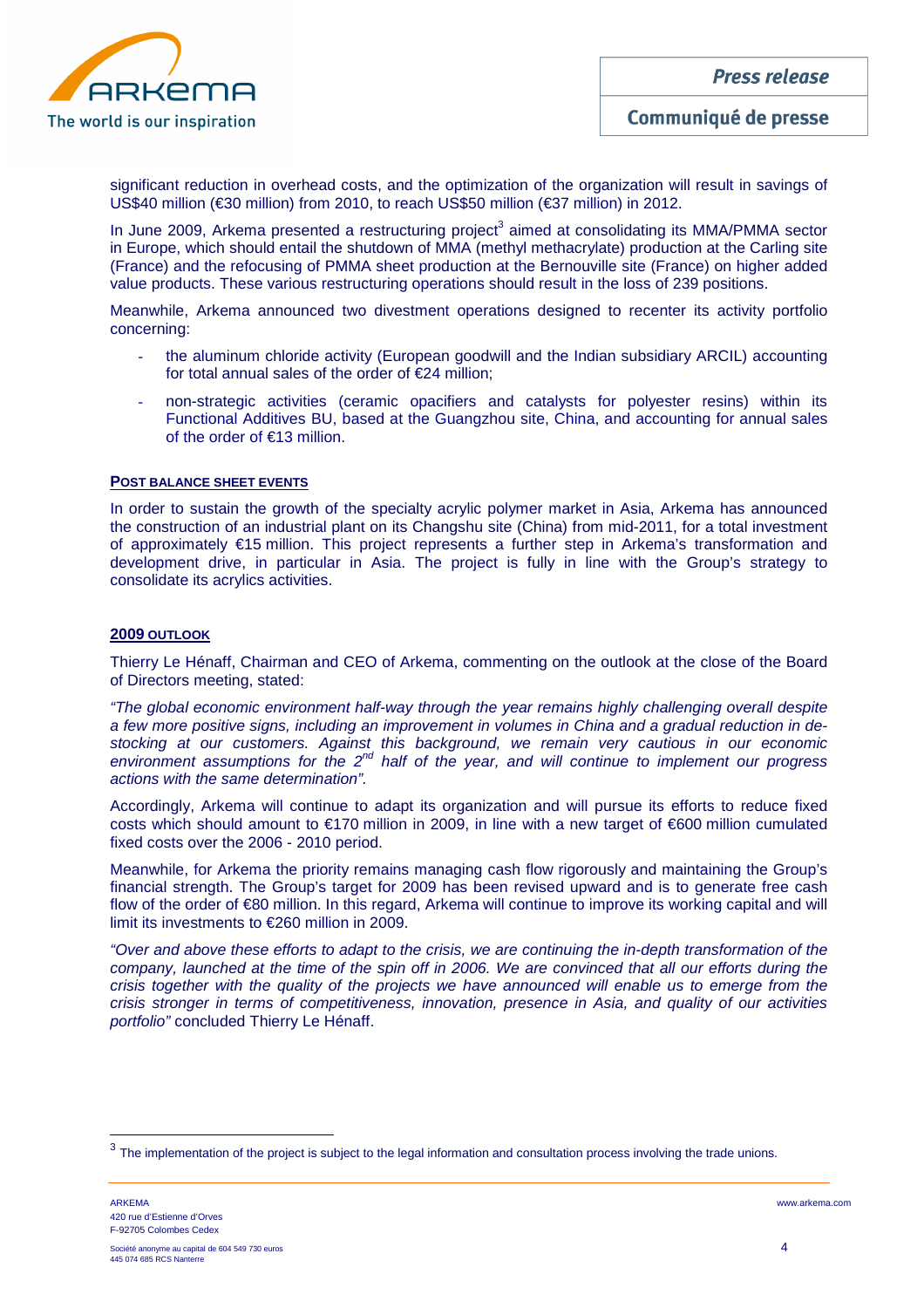significant reduction in overhead costs, and the optimization of the organization will result in savings of US$40 million (€30 million) from 2010, to reach US$50 million (€37 million) in 2012.

In June 2009, Arkema presented a restructuring project[3] aimed at consolidating its MMA/PMMA sector in Europe, which should entail the shutdown of MMA (methyl methacrylate) production at the Carling site (France) and the refocusing of PMMA sheet production at the Bernouville site (France) on higher added value products. These various restructuring operations should result in the loss of 239 positions.

Meanwhile, Arkema announced two divestment operations designed to recenter its activity portfolio concerning:

- the aluminum chloride activity (European goodwill and the Indian subsidiary ARCIL) accounting for total annual sales of the order of €24 million;
- non-strategic activities (ceramic opacifiers and catalysts for polyester resins) within its Functional Additives BU, based at the Guangzhou site, China, and accounting for annual sales of the order of €13 million.

## POST BALANCE SHEET EVENTS

In order to sustain the growth of the specialty acrylic polymer market in Asia, Arkema has announced the construction of an industrial plant on its Changshu site (China) from mid-2011, for a total investment of approximately €15 million. This project represents a further step in Arkema's transformation and development drive, in particular in Asia. The project is fully in line with the Group's strategy to consolidate its acrylics activities.

## 2009 OUTLOOK

Thierry Le Hénaff, Chairman and CEO of Arkema, commenting on the outlook at the close of the Board of Directors meeting, stated:

*"The global economic environment half-way through the year remains highly challenging overall despite a few more positive signs, including an improvement in volumes in China and a gradual reduction in de-stocking at our customers. Against this background, we remain very cautious in our economic environment assumptions for the 2nd half of the year, and will continue to implement our progress actions with the same determination".*

Accordingly, Arkema will continue to adapt its organization and will pursue its efforts to reduce fixed costs which should amount to €170 million in 2009, in line with a new target of €600 million cumulated fixed costs over the 2006 - 2010 period.

Meanwhile, for Arkema the priority remains managing cash flow rigorously and maintaining the Group's financial strength. The Group's target for 2009 has been revised upward and is to generate free cash flow of the order of €80 million. In this regard, Arkema will continue to improve its working capital and will limit its investments to €260 million in 2009.

*"Over and above these efforts to adapt to the crisis, we are continuing the in-depth transformation of the company, launched at the time of the spin off in 2006. We are convinced that all our efforts during the crisis together with the quality of the projects we have announced will enable us to emerge from the crisis stronger in terms of competitiveness, innovation, presence in Asia, and quality of our activities portfolio"* concluded Thierry Le Hénaff.

---

[3] The implementation of the project is subject to the legal information and consultation process involving the trade unions.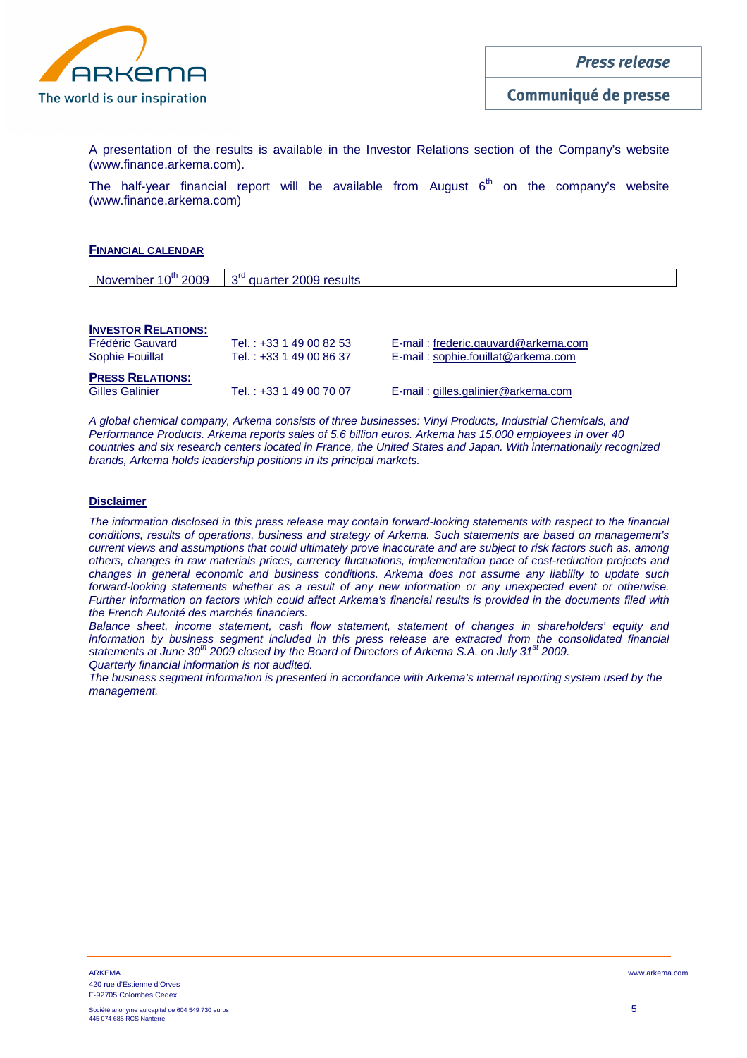A presentation of the results is available in the Investor Relations section of the Company's website (www.finance.arkema.com).

The half-year financial report will be available from August 6th on the company's website (www.finance.arkema.com)

**FINANCIAL CALENDAR**

| November 10th 2009 | 3rd quarter 2009 results |
|---|---|

**INVESTOR RELATIONS:**

| | | |
|---|---|---|
| Frédéric Gauvard | Tel. : +33 1 49 00 82 53 | E-mail : frederic.gauvard@arkema.com |
| Sophie Fouillat | Tel. : +33 1 49 00 86 37 | E-mail : sophie.fouillat@arkema.com |

**PRESS RELATIONS:**

| | | |
|---|---|---|
| Gilles Galinier | Tel. : +33 1 49 00 70 07 | E-mail : gilles.galinier@arkema.com |

*A global chemical company, Arkema consists of three businesses: Vinyl Products, Industrial Chemicals, and Performance Products. Arkema reports sales of 5.6 billion euros. Arkema has 15,000 employees in over 40 countries and six research centers located in France, the United States and Japan. With internationally recognized brands, Arkema holds leadership positions in its principal markets.*

**Disclaimer**

*The information disclosed in this press release may contain forward-looking statements with respect to the financial conditions, results of operations, business and strategy of Arkema. Such statements are based on management's current views and assumptions that could ultimately prove inaccurate and are subject to risk factors such as, among others, changes in raw materials prices, currency fluctuations, implementation pace of cost-reduction projects and changes in general economic and business conditions. Arkema does not assume any liability to update such forward-looking statements whether as a result of any new information or any unexpected event or otherwise. Further information on factors which could affect Arkema's financial results is provided in the documents filed with the French Autorité des marchés financiers.*

*Balance sheet, income statement, cash flow statement, statement of changes in shareholders' equity and information by business segment included in this press release are extracted from the consolidated financial statements at June 30th 2009 closed by the Board of Directors of Arkema S.A. on July 31st 2009.*

*Quarterly financial information is not audited.*

*The business segment information is presented in accordance with Arkema's internal reporting system used by the management.*

ARKEMA
420 rue d'Estienne d'Orves
F-92705 Colombes Cedex

Société anonyme au capital de 604 549 730 euros
445 074 685 RCS Nanterre

www.arkema.com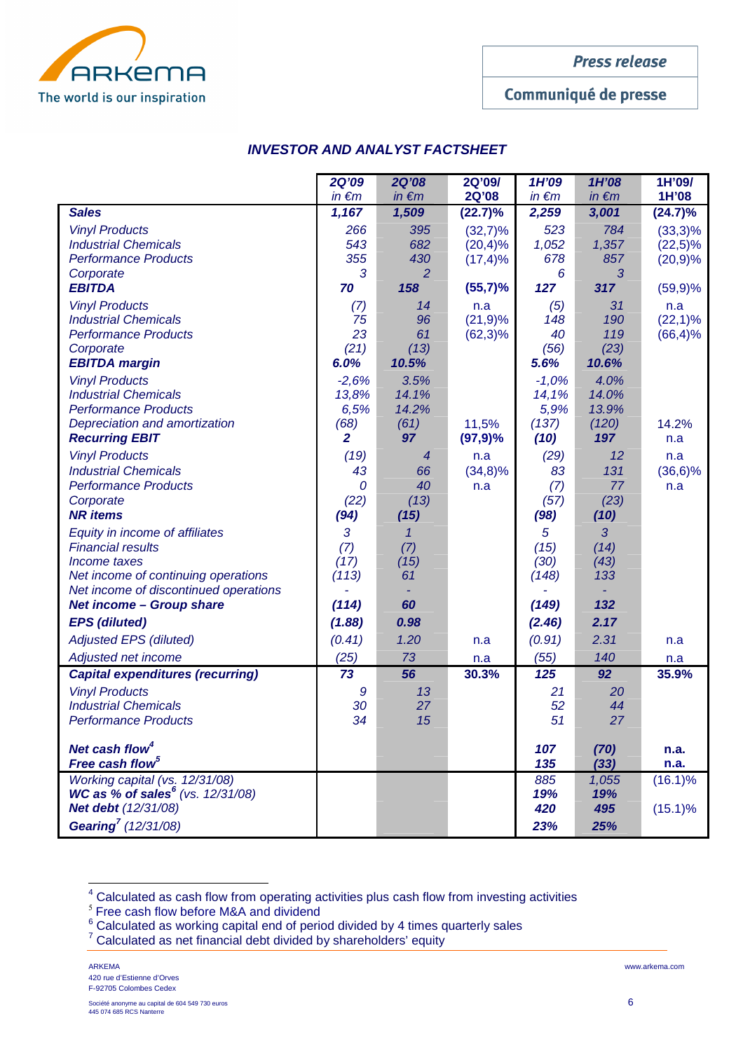Press release

Communiqué de presse

### *INVESTOR AND ANALYST FACTSHEET*

| | 2Q'09 in €m | 2Q'08 in €m | 2Q'09/ 2Q'08 | 1H'09 in €m | 1H'08 in €m | 1H'09/ 1H'08 |
|---|---|---|---|---|---|---|
| **Sales** | **1,167** | **1,509** | **(22.7)%** | **2,259** | **3,001** | **(24.7)%** |
| *Vinyl Products* | *266* | *395* | (32,7)% | *523* | *784* | (33,3)% |
| *Industrial Chemicals* | *543* | *682* | (20,4)% | *1,052* | *1,357* | (22,5)% |
| *Performance Products* | *355* | *430* | (17,4)% | *678* | *857* | (20,9)% |
| *Corporate* | *3* | *2* | | *6* | *3* | |
| **EBITDA** | **70** | **158** | **(55,7)%** | **127** | **317** | (59,9)% |
| *Vinyl Products* | *(7)* | *14* | n.a | *(5)* | *31* | n.a |
| *Industrial Chemicals* | *75* | *96* | (21,9)% | *148* | *190* | (22,1)% |
| *Performance Products* | *23* | *61* | (62,3)% | *40* | *119* | (66,4)% |
| *Corporate* | *(21)* | *(13)* | | *(56)* | *(23)* | |
| **EBITDA margin** | **6.0%** | **10.5%** | | **5.6%** | **10.6%** | |
| *Vinyl Products* | *-2,6%* | *3.5%* | | *-1,0%* | *4.0%* | |
| *Industrial Chemicals* | *13,8%* | *14.1%* | | *14,1%* | *14.0%* | |
| *Performance Products* | *6,5%* | *14.2%* | | *5,9%* | *13.9%* | |
| *Depreciation and amortization* | *(68)* | *(61)* | 11,5% | *(137)* | *(120)* | 14.2% |
| **Recurring EBIT** | **2** | **97** | **(97,9)%** | **(10)** | **197** | n.a |
| *Vinyl Products* | *(19)* | *4* | n.a | *(29)* | *12* | n.a |
| *Industrial Chemicals* | *43* | *66* | (34,8)% | *83* | *131* | (36,6)% |
| *Performance Products* | *0* | *40* | n.a | *(7)* | *77* | n.a |
| *Corporate* | *(22)* | *(13)* | | *(57)* | *(23)* | |
| **NR items** | **(94)** | **(15)** | | **(98)** | **(10)** | |
| *Equity in income of affiliates* | *3* | *1* | | *5* | *3* | |
| *Financial results* | *(7)* | *(7)* | | *(15)* | *(14)* | |
| *Income taxes* | *(17)* | *(15)* | | *(30)* | *(43)* | |
| *Net income of continuing operations* | *(113)* | *61* | | *(148)* | *133* | |
| *Net income of discontinued operations* | *-* | *-* | | *-* | *-* | |
| **Net income – Group share** | **(114)** | **60** | | **(149)** | **132** | |
| **EPS (diluted)** | **(1.88)** | **0.98** | | **(2.46)** | **2.17** | |
| *Adjusted EPS (diluted)* | *(0.41)* | *1.20* | n.a | *(0.91)* | *2.31* | n.a |
| *Adjusted net income* | *(25)* | *73* | n.a | *(55)* | *140* | n.a |
| **Capital expenditures (recurring)** | **73** | **56** | **30.3%** | **125** | **92** | **35.9%** |
| *Vinyl Products* | *9* | *13* | | *21* | *20* | |
| *Industrial Chemicals* | *30* | *27* | | *52* | *44* | |
| *Performance Products* | *34* | *15* | | *51* | *27* | |
| **Net cash flow**[4] | | | | **107** | **(70)** | **n.a.** |
| **Free cash flow**[5] | | | | **135** | **(33)** | **n.a.** |
| *Working capital (vs. 12/31/08)* | | | | *885* | *1,055* | (16.1)% |
| ***WC as % of sales***[6] *(vs. 12/31/08)* | | | | **19%** | **19%** | |
| ***Net debt*** *(12/31/08)* | | | | **420** | **495** | (15.1)% |
| ***Gearing***[7] *(12/31/08)* | | | | **23%** | **25%** | |

[4] Calculated as cash flow from operating activities plus cash flow from investing activities

[5] Free cash flow before M&A and dividend

[6] Calculated as working capital end of period divided by 4 times quarterly sales

[7] Calculated as net financial debt divided by shareholders' equity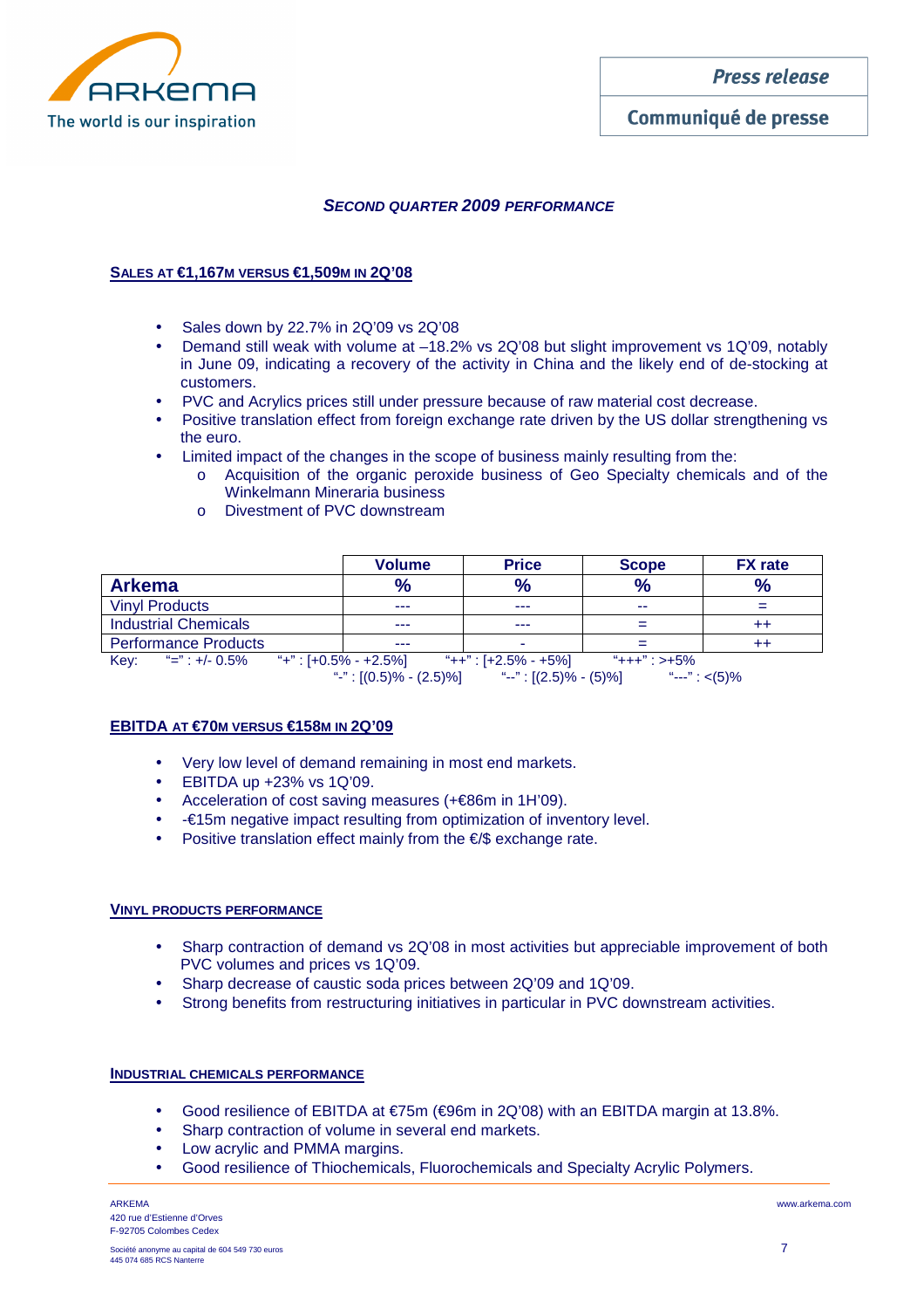## SECOND QUARTER 2009 PERFORMANCE

### SALES AT €1,167M VERSUS €1,509M IN 2Q'08

- Sales down by 22.7% in 2Q'09 vs 2Q'08
- Demand still weak with volume at –18.2% vs 2Q'08 but slight improvement vs 1Q'09, notably in June 09, indicating a recovery of the activity in China and the likely end of de-stocking at customers.
- PVC and Acrylics prices still under pressure because of raw material cost decrease.
- Positive translation effect from foreign exchange rate driven by the US dollar strengthening vs the euro.
- Limited impact of the changes in the scope of business mainly resulting from the:
  - Acquisition of the organic peroxide business of Geo Specialty chemicals and of the Winkelmann Mineraria business
  - Divestment of PVC downstream

| | Volume | Price | Scope | FX rate |
|---|---|---|---|---|
| **Arkema** | **%** | **%** | **%** | **%** |
| Vinyl Products | --- | --- | -- | = |
| Industrial Chemicals | --- | --- | = | ++ |
| Performance Products | --- | - | = | ++ |

Key: "=" : +/- 0.5% "+" : [+0.5% - +2.5%] "++" : [+2.5% - +5%] "+++" : >+5%
"-" : [(0.5)% - (2.5)%] "--" : [(2.5)% - (5)%] "---" : <(5)%

### EBITDA AT €70M VERSUS €158M IN 2Q'09

- Very low level of demand remaining in most end markets.
- EBITDA up +23% vs 1Q'09.
- Acceleration of cost saving measures (+€86m in 1H'09).
- -€15m negative impact resulting from optimization of inventory level.
- Positive translation effect mainly from the €/$ exchange rate.

### VINYL PRODUCTS PERFORMANCE

- Sharp contraction of demand vs 2Q'08 in most activities but appreciable improvement of both PVC volumes and prices vs 1Q'09.
- Sharp decrease of caustic soda prices between 2Q'09 and 1Q'09.
- Strong benefits from restructuring initiatives in particular in PVC downstream activities.

### INDUSTRIAL CHEMICALS PERFORMANCE

- Good resilience of EBITDA at €75m (€96m in 2Q'08) with an EBITDA margin at 13.8%.
- Sharp contraction of volume in several end markets.
- Low acrylic and PMMA margins.
- Good resilience of Thiochemicals, Fluorochemicals and Specialty Acrylic Polymers.

ARKEMA
420 rue d'Estienne d'Orves
F-92705 Colombes Cedex
Société anonyme au capital de 604 549 730 euros
445 074 685 RCS Nanterre

www.arkema.com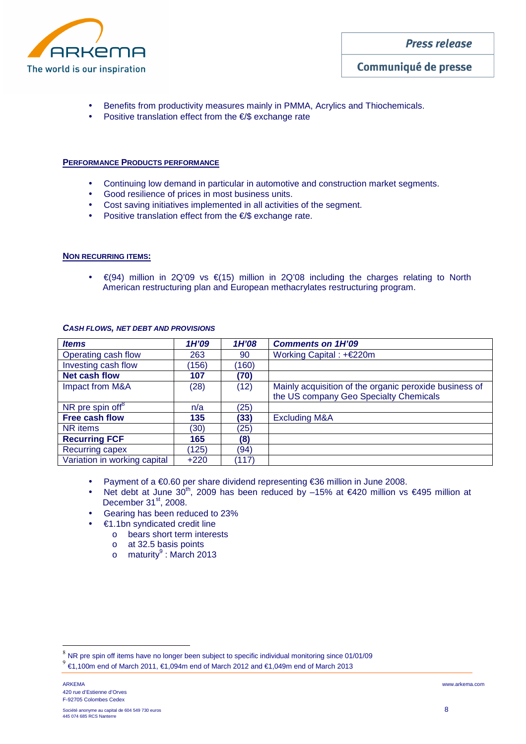- Benefits from productivity measures mainly in PMMA, Acrylics and Thiochemicals.
- Positive translation effect from the €/$ exchange rate

**PERFORMANCE PRODUCTS PERFORMANCE**

- Continuing low demand in particular in automotive and construction market segments.
- Good resilience of prices in most business units.
- Cost saving initiatives implemented in all activities of the segment.
- Positive translation effect from the €/$ exchange rate.

**NON RECURRING ITEMS:**

- €(94) million in 2Q'09 vs €(15) million in 2Q'08 including the charges relating to North American restructuring plan and European methacrylates restructuring program.

***CASH FLOWS, NET DEBT AND PROVISIONS***

| *Items* | *1H'09* | *1H'08* | *Comments on 1H'09* |
|---|---|---|---|
| Operating cash flow | 263 | 90 | Working Capital : +€220m |
| Investing cash flow | (156) | (160) | |
| **Net cash flow** | **107** | **(70)** | |
| Impact from M&A | (28) | (12) | Mainly acquisition of the organic peroxide business of the US company Geo Specialty Chemicals |
| NR pre spin off[8] | n/a | (25) | |
| **Free cash flow** | **135** | **(33)** | Excluding M&A |
| NR items | (30) | (25) | |
| **Recurring FCF** | **165** | **(8)** | |
| Recurring capex | (125) | (94) | |
| Variation in working capital | +220 | (117) | |

- Payment of a €0.60 per share dividend representing €36 million in June 2008.
- Net debt at June 30th, 2009 has been reduced by –15% at €420 million vs €495 million at December 31st, 2008.
- Gearing has been reduced to 23%
- €1.1bn syndicated credit line
  - bears short term interests
  - at 32.5 basis points
  - maturity[9] : March 2013

[8] NR pre spin off items have no longer been subject to specific individual monitoring since 01/01/09

[9] €1,100m end of March 2011, €1,094m end of March 2012 and €1,049m end of March 2013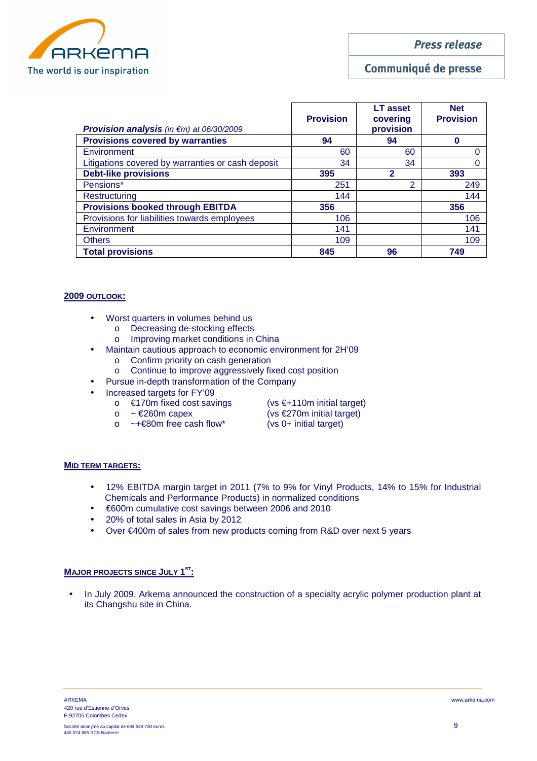| *Provision analysis* *(in €m) at 06/30/2009* | Provision | LT asset covering provision | Net Provision |
|---|---|---|---|
| **Provisions covered by warranties** | **94** | **94** | **0** |
| Environment | 60 | 60 | 0 |
| Litigations covered by warranties or cash deposit | 34 | 34 | 0 |
| **Debt-like provisions** | **395** | **2** | **393** |
| Pensions* | 251 | 2 | 249 |
| Restructuring | 144 | | 144 |
| **Provisions booked through EBITDA** | **356** | | **356** |
| Provisions for liabilities towards employees | 106 | | 106 |
| Environment | 141 | | 141 |
| Others | 109 | | 109 |
| **Total provisions** | **845** | **96** | **749** |

## 2009 OUTLOOK:

- Worst quarters in volumes behind us
  - Decreasing de-stocking effects
  - Improving market conditions in China
- Maintain cautious approach to economic environment for 2H'09
  - Confirm priority on cash generation
  - Continue to improve aggressively fixed cost position
- Pursue in-depth transformation of the Company
- Increased targets for FY'09
  - €170m fixed cost savings (vs €+110m initial target)
  - ~ €260m capex (vs €270m initial target)
  - ~+€80m free cash flow* (vs 0+ initial target)

## MID TERM TARGETS:

- 12% EBITDA margin target in 2011 (7% to 9% for Vinyl Products, 14% to 15% for Industrial Chemicals and Performance Products) in normalized conditions
- €600m cumulative cost savings between 2006 and 2010
- 20% of total sales in Asia by 2012
- Over €400m of sales from new products coming from R&D over next 5 years

## MAJOR PROJECTS SINCE JULY 1ST:

- In July 2009, Arkema announced the construction of a specialty acrylic polymer production plant at its Changshu site in China.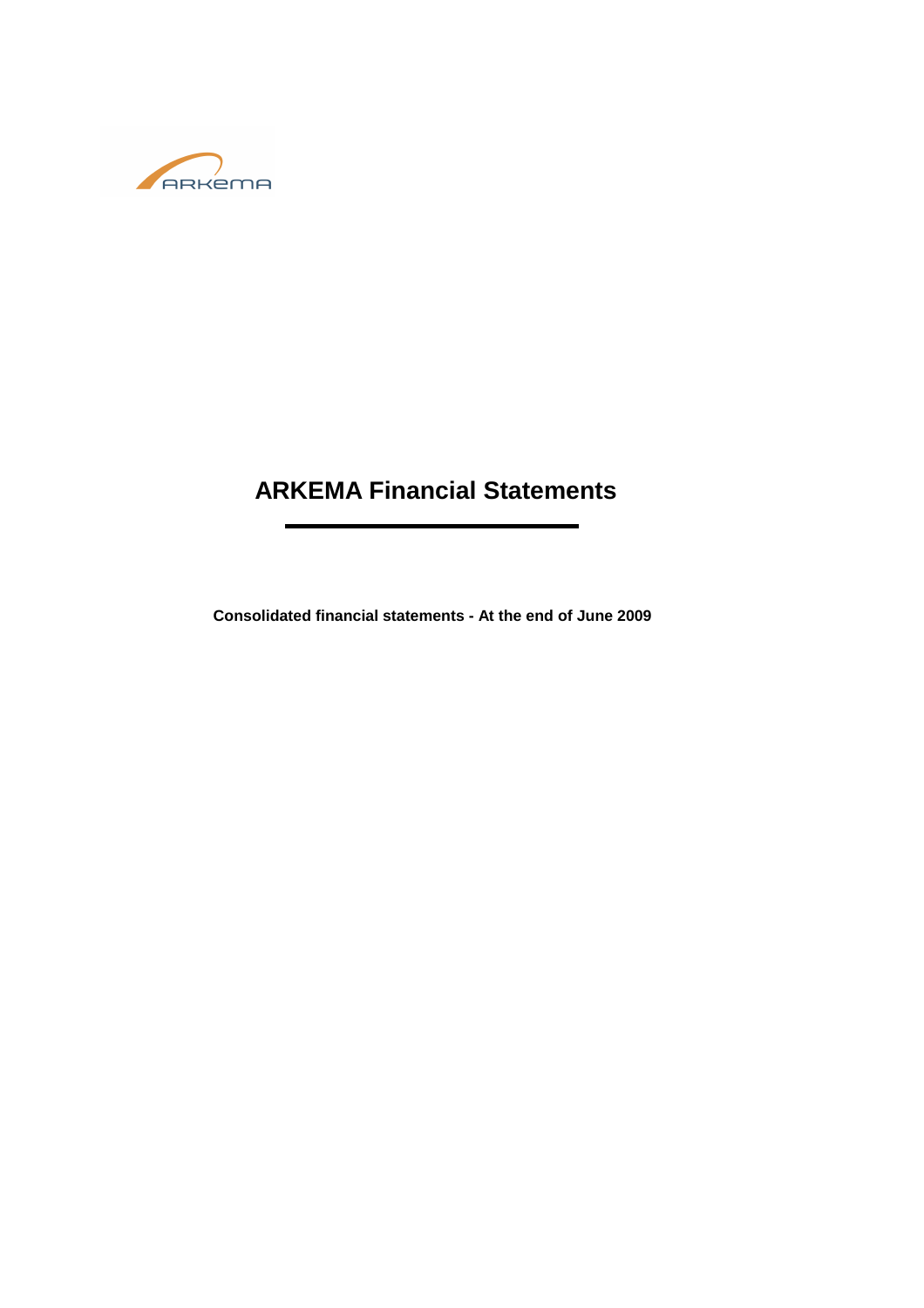# ARKEMA Financial Statements

**Consolidated financial statements - At the end of June 2009**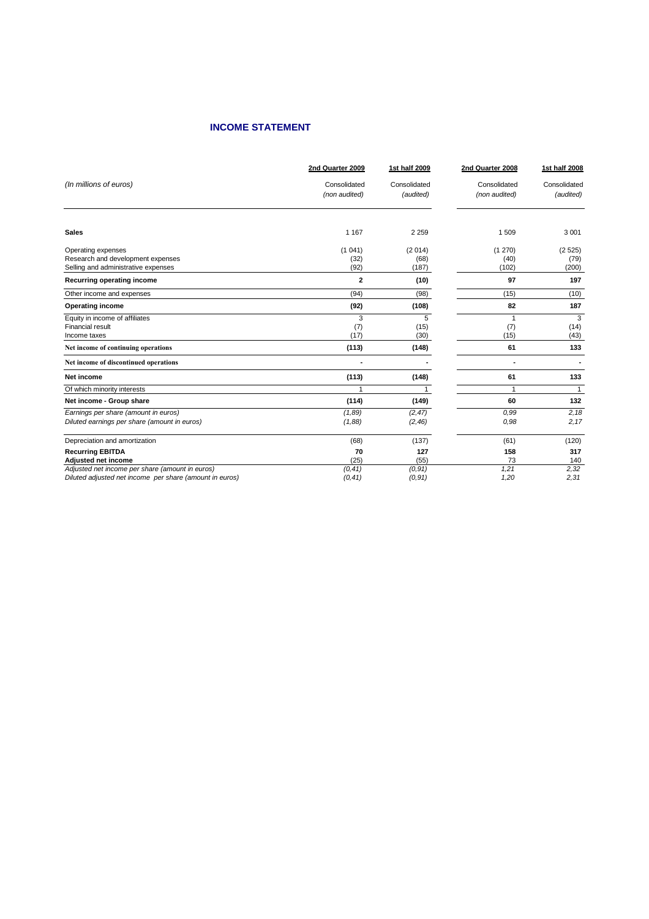## INCOME STATEMENT

| (In millions of euros) | 2nd Quarter 2009<br>Consolidated<br>*(non audited)* | 1st half 2009<br>Consolidated<br>*(audited)* | 2nd Quarter 2008<br>Consolidated<br>*(non audited)* | 1st half 2008<br>Consolidated<br>*(audited)* |
|---|---|---|---|---|
| **Sales** | 1 167 | 2 259 | 1 509 | 3 001 |
| Operating expenses | (1 041) | (2 014) | (1 270) | (2 525) |
| Research and development expenses | (32) | (68) | (40) | (79) |
| Selling and administrative expenses | (92) | (187) | (102) | (200) |
| **Recurring operating income** | **2** | **(10)** | **97** | **197** |
| Other income and expenses | (94) | (98) | (15) | (10) |
| **Operating income** | **(92)** | **(108)** | **82** | **187** |
| Equity in income of affiliates | 3 | 5 | 1 | 3 |
| Financial result | (7) | (15) | (7) | (14) |
| Income taxes | (17) | (30) | (15) | (43) |
| **Net income of continuing operations** | **(113)** | **(148)** | **61** | **133** |
| **Net income of discontinued operations** | **-** | **-** | **-** | **-** |
| **Net income** | **(113)** | **(148)** | **61** | **133** |
| Of which minority interests | 1 | 1 | 1 | 1 |
| **Net income - Group share** | **(114)** | **(149)** | **60** | **132** |
| *Earnings per share (amount in euros)* | *(1,89)* | *(2,47)* | *0,99* | *2,18* |
| *Diluted earnings per share (amount in euros)* | *(1,88)* | *(2,46)* | *0,98* | *2,17* |
| Depreciation and amortization | (68) | (137) | (61) | (120) |
| **Recurring EBITDA** | **70** | **127** | **158** | **317** |
| **Adjusted net income** | (25) | (55) | 73 | 140 |
| *Adjusted net income per share (amount in euros)* | *(0,41)* | *(0,91)* | *1,21* | *2,32* |
| *Diluted adjusted net income per share (amount in euros)* | *(0,41)* | *(0,91)* | *1,20* | *2,31* |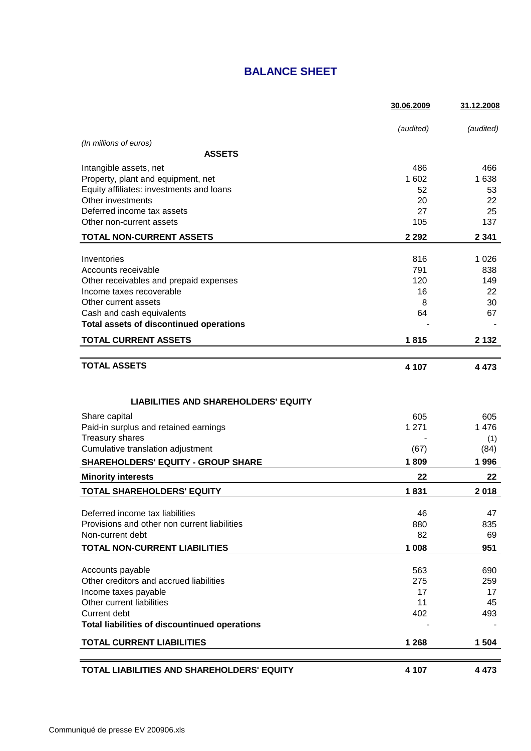# BALANCE SHEET

| | 30.06.2009 | 31.12.2008 |
|---|---|---|
| | *(audited)* | *(audited)* |
| *(In millions of euros)* | | |
| **ASSETS** | | |
| Intangible assets, net | 486 | 466 |
| Property, plant and equipment, net | 1 602 | 1 638 |
| Equity affiliates: investments and loans | 52 | 53 |
| Other investments | 20 | 22 |
| Deferred income tax assets | 27 | 25 |
| Other non-current assets | 105 | 137 |
| **TOTAL NON-CURRENT ASSETS** | **2 292** | **2 341** |
| Inventories | 816 | 1 026 |
| Accounts receivable | 791 | 838 |
| Other receivables and prepaid expenses | 120 | 149 |
| Income taxes recoverable | 16 | 22 |
| Other current assets | 8 | 30 |
| Cash and cash equivalents | 64 | 67 |
| **Total assets of discontinued operations** | - | - |
| **TOTAL CURRENT ASSETS** | **1 815** | **2 132** |
| **TOTAL ASSETS** | **4 107** | **4 473** |
| **LIABILITIES AND SHAREHOLDERS' EQUITY** | | |
| Share capital | 605 | 605 |
| Paid-in surplus and retained earnings | 1 271 | 1 476 |
| Treasury shares | - | (1) |
| Cumulative translation adjustment | (67) | (84) |
| **SHAREHOLDERS' EQUITY - GROUP SHARE** | **1 809** | **1 996** |
| **Minority interests** | **22** | **22** |
| **TOTAL SHAREHOLDERS' EQUITY** | **1 831** | **2 018** |
| Deferred income tax liabilities | 46 | 47 |
| Provisions and other non current liabilities | 880 | 835 |
| Non-current debt | 82 | 69 |
| **TOTAL NON-CURRENT LIABILITIES** | **1 008** | **951** |
| Accounts payable | 563 | 690 |
| Other creditors and accrued liabilities | 275 | 259 |
| Income taxes payable | 17 | 17 |
| Other current liabilities | 11 | 45 |
| Current debt | 402 | 493 |
| **Total liabilities of discontinued operations** | - | - |
| **TOTAL CURRENT LIABILITIES** | **1 268** | **1 504** |
| **TOTAL LIABILITIES AND SHAREHOLDERS' EQUITY** | **4 107** | **4 473** |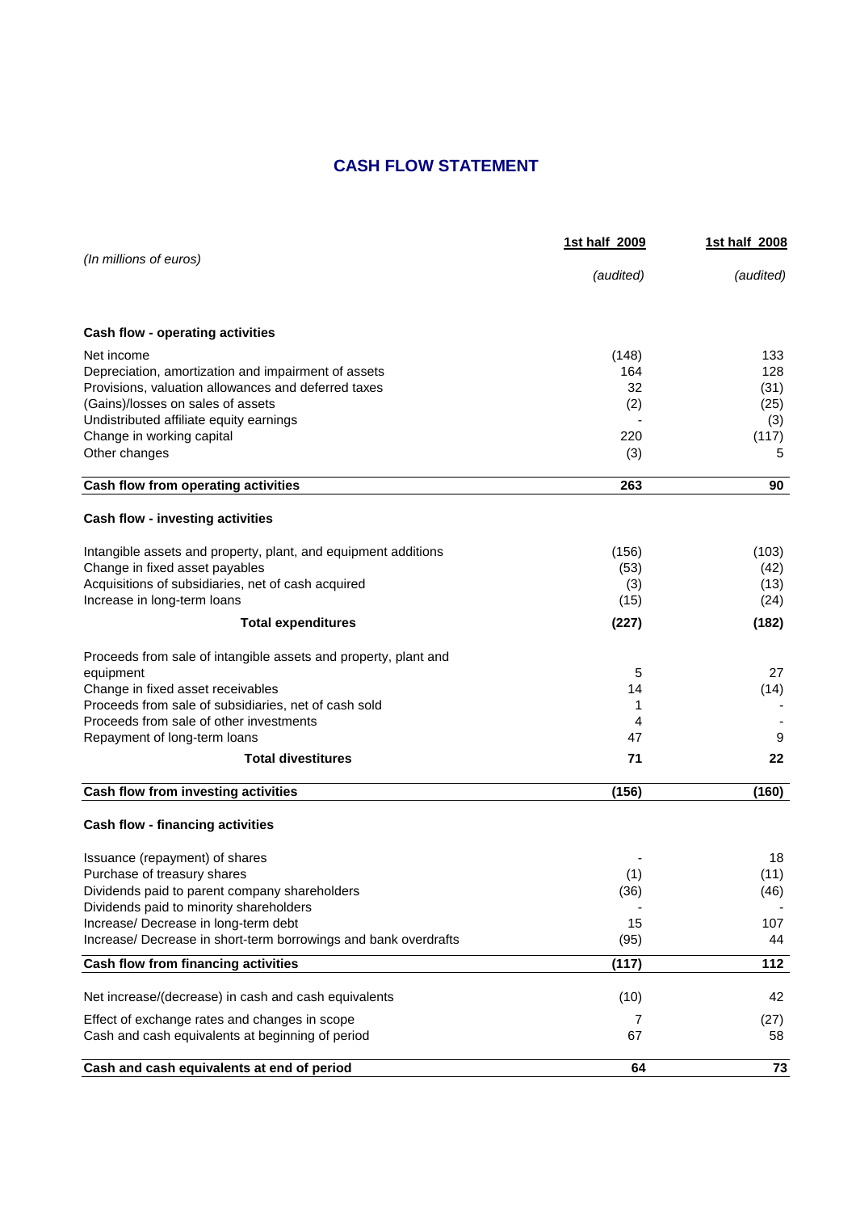# CASH FLOW STATEMENT

| *(In millions of euros)* | 1st half 2009 *(audited)* | 1st half 2008 *(audited)* |
|---|---|---|
| **Cash flow - operating activities** | | |
| Net income | (148) | 133 |
| Depreciation, amortization and impairment of assets | 164 | 128 |
| Provisions, valuation allowances and deferred taxes | 32 | (31) |
| (Gains)/losses on sales of assets | (2) | (25) |
| Undistributed affiliate equity earnings | - | (3) |
| Change in working capital | 220 | (117) |
| Other changes | (3) | 5 |
| **Cash flow from operating activities** | **263** | **90** |
| **Cash flow - investing activities** | | |
| Intangible assets and property, plant, and equipment additions | (156) | (103) |
| Change in fixed asset payables | (53) | (42) |
| Acquisitions of subsidiaries, net of cash acquired | (3) | (13) |
| Increase in long-term loans | (15) | (24) |
| **Total expenditures** | **(227)** | **(182)** |
| Proceeds from sale of intangible assets and property, plant and equipment | 5 | 27 |
| Change in fixed asset receivables | 14 | (14) |
| Proceeds from sale of subsidiaries, net of cash sold | 1 | - |
| Proceeds from sale of other investments | 4 | - |
| Repayment of long-term loans | 47 | 9 |
| **Total divestitures** | **71** | **22** |
| **Cash flow from investing activities** | **(156)** | **(160)** |
| **Cash flow - financing activities** | | |
| Issuance (repayment) of shares | - | 18 |
| Purchase of treasury shares | (1) | (11) |
| Dividends paid to parent company shareholders | (36) | (46) |
| Dividends paid to minority shareholders | - | - |
| Increase/ Decrease in long-term debt | 15 | 107 |
| Increase/ Decrease in short-term borrowings and bank overdrafts | (95) | 44 |
| **Cash flow from financing activities** | **(117)** | **112** |
| Net increase/(decrease) in cash and cash equivalents | (10) | 42 |
| Effect of exchange rates and changes in scope | 7 | (27) |
| Cash and cash equivalents at beginning of period | 67 | 58 |
| **Cash and cash equivalents at end of period** | **64** | **73** |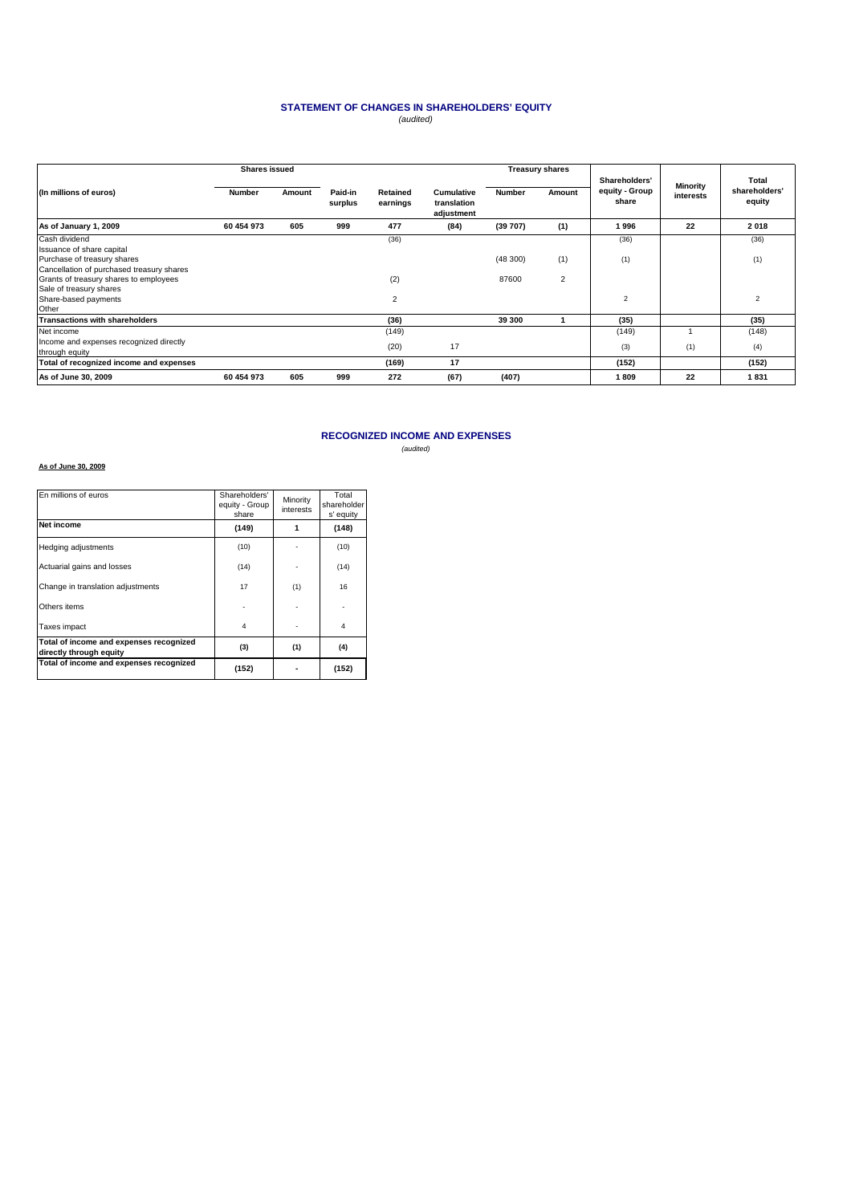## STATEMENT OF CHANGES IN SHAREHOLDERS' EQUITY

*(audited)*

| (In millions of euros) | Shares issued | | Paid-in surplus | Retained earnings | Cumulative translation adjustment | Treasury shares | | Shareholders' equity - Group share | Minority interests | Total shareholders' equity |
|---|---|---|---|---|---|---|---|---|---|---|
| | Number | Amount | | | | Number | Amount | | | |
| **As of January 1, 2009** | **60 454 973** | **605** | **999** | **477** | **(84)** | **(39 707)** | **(1)** | **1 996** | **22** | **2 018** |
| Cash dividend | | | | (36) | | | | (36) | | (36) |
| Issuance of share capital | | | | | | | | | | |
| Purchase of treasury shares | | | | | | (48 300) | (1) | (1) | | (1) |
| Cancellation of purchased treasury shares | | | | | | | | | | |
| Grants of treasury shares to employees | | | | (2) | | 87600 | 2 | | | |
| Sale of treasury shares | | | | | | | | | | |
| Share-based payments | | | | 2 | | | | 2 | | 2 |
| Other | | | | | | | | | | |
| **Transactions with shareholders** | | | | **(36)** | | **39 300** | **1** | **(35)** | | **(35)** |
| Net income | | | | (149) | | | | (149) | 1 | (148) |
| Income and expenses recognized directly through equity | | | | (20) | 17 | | | (3) | (1) | (4) |
| **Total of recognized income and expenses** | | | | **(169)** | **17** | | | **(152)** | | **(152)** |
| **As of June 30, 2009** | **60 454 973** | **605** | **999** | **272** | **(67)** | **(407)** | | **1 809** | **22** | **1 831** |

## RECOGNIZED INCOME AND EXPENSES

*(audited)*

**As of June 30, 2009**

| En millions of euros | Shareholders' equity - Group share | Minority interests | Total shareholders' equity |
|---|---|---|---|
| **Net income** | **(149)** | **1** | **(148)** |
| Hedging adjustments | (10) | - | (10) |
| Actuarial gains and losses | (14) | - | (14) |
| Change in translation adjustments | 17 | (1) | 16 |
| Others items | - | - | - |
| Taxes impact | 4 | - | 4 |
| **Total of income and expenses recognized directly through equity** | **(3)** | **(1)** | **(4)** |
| **Total of income and expenses recognized** | **(152)** | **-** | **(152)** |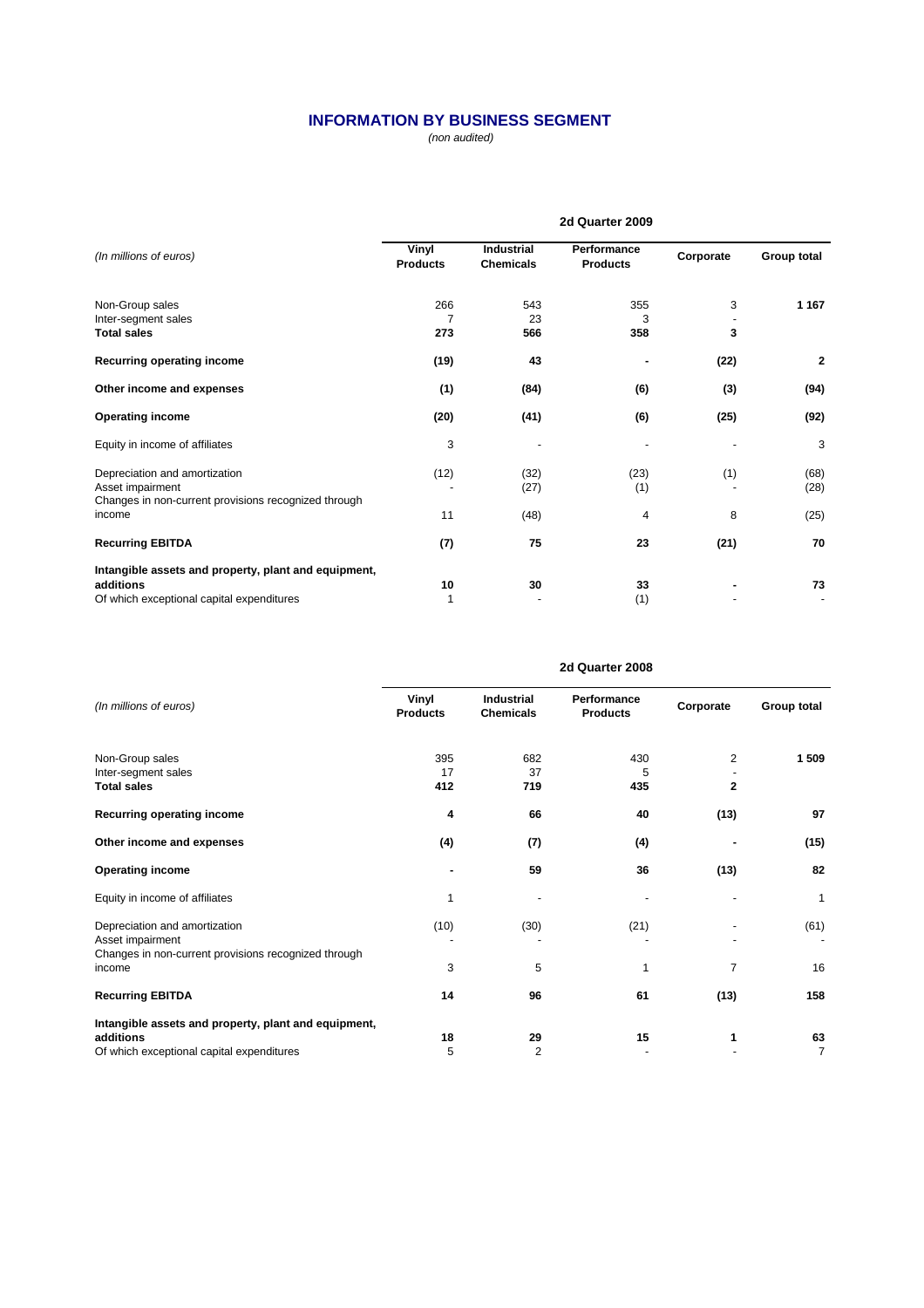## INFORMATION BY BUSINESS SEGMENT

*(non audited)*

| *(In millions of euros)* | 2d Quarter 2009 | | | | |
|---|---|---|---|---|---|
| | **Vinyl Products** | **Industrial Chemicals** | **Performance Products** | **Corporate** | **Group total** |
| Non-Group sales | 266 | 543 | 355 | 3 | **1 167** |
| Inter-segment sales | 7 | 23 | 3 | - | |
| **Total sales** | **273** | **566** | **358** | **3** | |
| **Recurring operating income** | **(19)** | **43** | **-** | **(22)** | **2** |
| **Other income and expenses** | **(1)** | **(84)** | **(6)** | **(3)** | **(94)** |
| **Operating income** | **(20)** | **(41)** | **(6)** | **(25)** | **(92)** |
| Equity in income of affiliates | 3 | - | - | - | 3 |
| Depreciation and amortization | (12) | (32) | (23) | (1) | (68) |
| Asset impairment | - | (27) | (1) | - | (28) |
| Changes in non-current provisions recognized through income | 11 | (48) | 4 | 8 | (25) |
| **Recurring EBITDA** | **(7)** | **75** | **23** | **(21)** | **70** |
| **Intangible assets and property, plant and equipment, additions** | **10** | **30** | **33** | **-** | **73** |
| Of which exceptional capital expenditures | 1 | - | (1) | - | - |

| *(In millions of euros)* | 2d Quarter 2008 | | | | |
|---|---|---|---|---|---|
| | **Vinyl Products** | **Industrial Chemicals** | **Performance Products** | **Corporate** | **Group total** |
| Non-Group sales | 395 | 682 | 430 | 2 | **1 509** |
| Inter-segment sales | 17 | 37 | 5 | - | |
| **Total sales** | **412** | **719** | **435** | **2** | |
| **Recurring operating income** | **4** | **66** | **40** | **(13)** | **97** |
| **Other income and expenses** | **(4)** | **(7)** | **(4)** | **-** | **(15)** |
| **Operating income** | **-** | **59** | **36** | **(13)** | **82** |
| Equity in income of affiliates | 1 | - | - | - | 1 |
| Depreciation and amortization | (10) | (30) | (21) | - | (61) |
| Asset impairment | - | - | - | - | - |
| Changes in non-current provisions recognized through income | 3 | 5 | 1 | 7 | 16 |
| **Recurring EBITDA** | **14** | **96** | **61** | **(13)** | **158** |
| **Intangible assets and property, plant and equipment, additions** | **18** | **29** | **15** | **1** | **63** |
| Of which exceptional capital expenditures | 5 | 2 | - | - | 7 |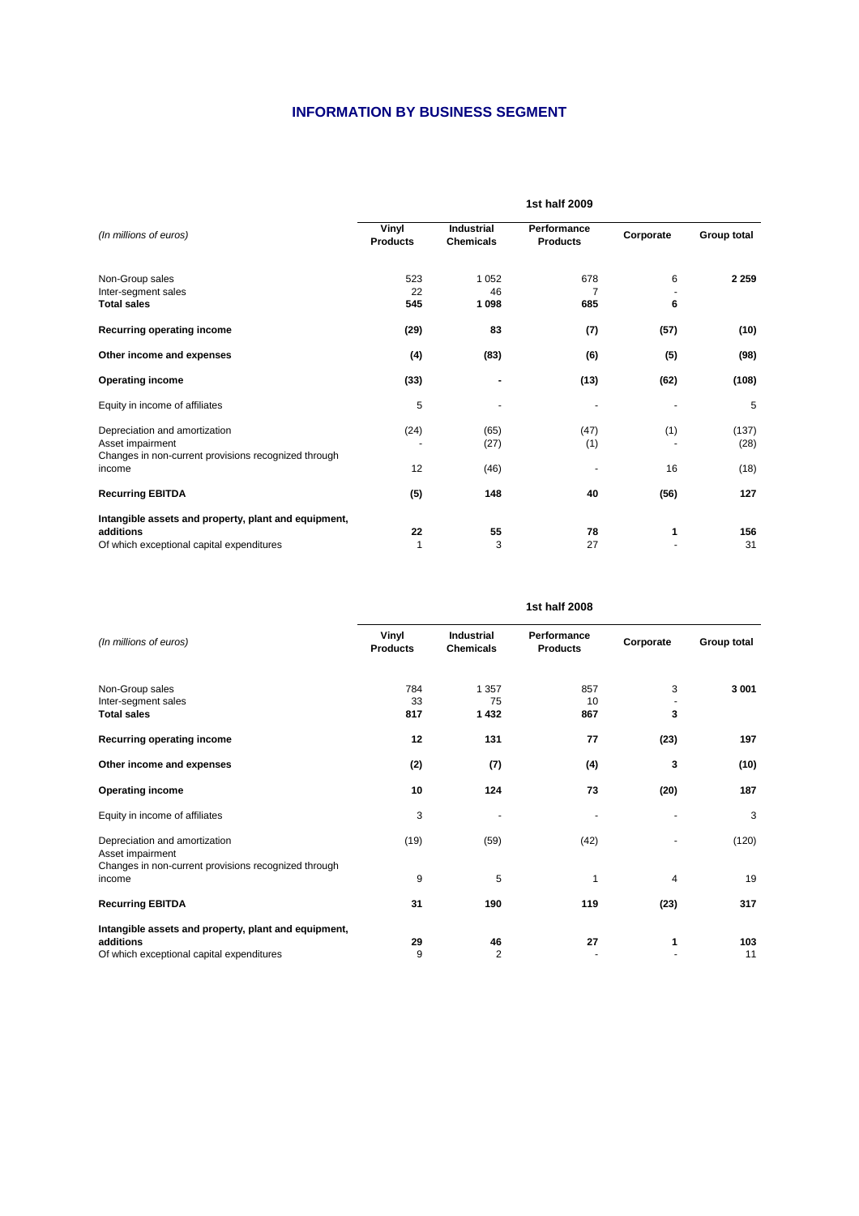## INFORMATION BY BUSINESS SEGMENT

| | 1st half 2009 | | | | |
|---|---|---|---|---|---|
| *(In millions of euros)* | **Vinyl Products** | **Industrial Chemicals** | **Performance Products** | **Corporate** | **Group total** |
| Non-Group sales | 523 | 1 052 | 678 | 6 | **2 259** |
| Inter-segment sales | 22 | 46 | 7 | - | |
| **Total sales** | **545** | **1 098** | **685** | **6** | |
| **Recurring operating income** | **(29)** | **83** | **(7)** | **(57)** | **(10)** |
| **Other income and expenses** | **(4)** | **(83)** | **(6)** | **(5)** | **(98)** |
| **Operating income** | **(33)** | **-** | **(13)** | **(62)** | **(108)** |
| Equity in income of affiliates | 5 | - | - | - | 5 |
| Depreciation and amortization | (24) | (65) | (47) | (1) | (137) |
| Asset impairment | - | (27) | (1) | - | (28) |
| Changes in non-current provisions recognized through income | 12 | (46) | - | 16 | (18) |
| **Recurring EBITDA** | **(5)** | **148** | **40** | **(56)** | **127** |
| **Intangible assets and property, plant and equipment, additions** | **22** | **55** | **78** | **1** | **156** |
| Of which exceptional capital expenditures | 1 | 3 | 27 | - | 31 |

| | 1st half 2008 | | | | |
|---|---|---|---|---|---|
| *(In millions of euros)* | **Vinyl Products** | **Industrial Chemicals** | **Performance Products** | **Corporate** | **Group total** |
| Non-Group sales | 784 | 1 357 | 857 | 3 | **3 001** |
| Inter-segment sales | 33 | 75 | 10 | - | |
| **Total sales** | **817** | **1 432** | **867** | **3** | |
| **Recurring operating income** | **12** | **131** | **77** | **(23)** | **197** |
| **Other income and expenses** | **(2)** | **(7)** | **(4)** | **3** | **(10)** |
| **Operating income** | **10** | **124** | **73** | **(20)** | **187** |
| Equity in income of affiliates | 3 | - | - | - | 3 |
| Depreciation and amortization | (19) | (59) | (42) | - | (120) |
| Asset impairment | | | | | |
| Changes in non-current provisions recognized through income | 9 | 5 | 1 | 4 | 19 |
| **Recurring EBITDA** | **31** | **190** | **119** | **(23)** | **317** |
| **Intangible assets and property, plant and equipment, additions** | **29** | **46** | **27** | **1** | **103** |
| Of which exceptional capital expenditures | 9 | 2 | - | - | 11 |